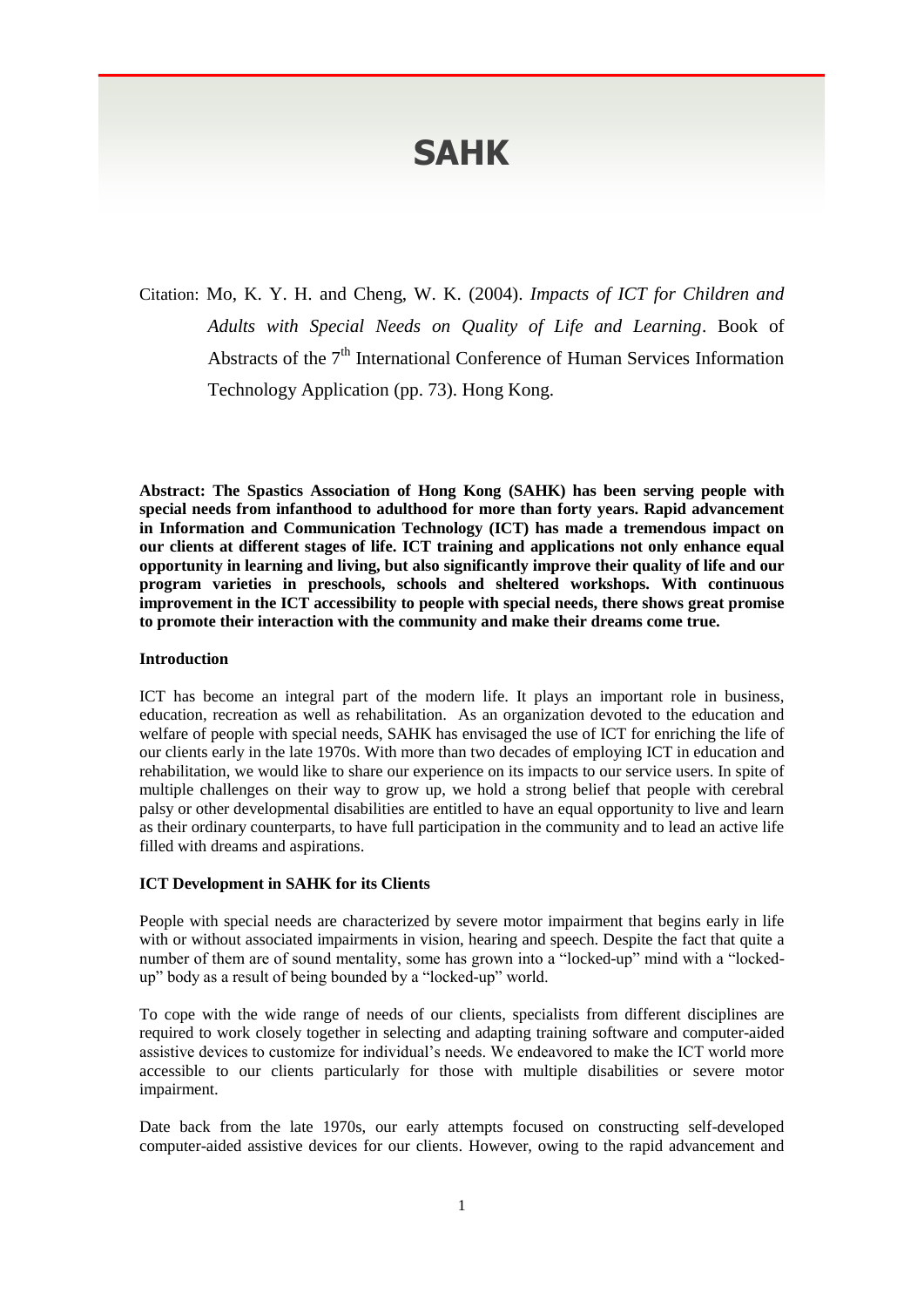# SAHK

Citation: Mo, K. Y. H. and Cheng, W. K. (2004). *Impacts of ICT for Children and Adults with Special Needs on Quality of Life and Learning*. Book of Abstracts of the 7th International Conference of Human Services Information Technology Application (pp. 73). Hong Kong.

**Abstract: The Spastics Association of Hong Kong (SAHK) has been serving people with special needs from infanthood to adulthood for more than forty years. Rapid advancement in Information and Communication Technology (ICT) has made a tremendous impact on our clients at different stages of life. ICT training and applications not only enhance equal opportunity in learning and living, but also significantly improve their quality of life and our program varieties in preschools, schools and sheltered workshops. With continuous improvement in the ICT accessibility to people with special needs, there shows great promise to promote their interaction with the community and make their dreams come true.**

**Introduction**

ICT has become an integral part of the modern life. It plays an important role in business, education, recreation as well as rehabilitation. As an organization devoted to the education and welfare of people with special needs, SAHK has envisaged the use of ICT for enriching the life of our clients early in the late 1970s. With more than two decades of employing ICT in education and rehabilitation, we would like to share our experience on its impacts to our service users. In spite of multiple challenges on their way to grow up, we hold a strong belief that people with cerebral palsy or other developmental disabilities are entitled to have an equal opportunity to live and learn as their ordinary counterparts, to have full participation in the community and to lead an active life filled with dreams and aspirations.

**ICT Development in SAHK for its Clients**

People with special needs are characterized by severe motor impairment that begins early in life with or without associated impairments in vision, hearing and speech. Despite the fact that quite a number of them are of sound mentality, some has grown into a "locked-up" mind with a "locked-up" body as a result of being bounded by a "locked-up" world.

To cope with the wide range of needs of our clients, specialists from different disciplines are required to work closely together in selecting and adapting training software and computer-aided assistive devices to customize for individual's needs. We endeavored to make the ICT world more accessible to our clients particularly for those with multiple disabilities or severe motor impairment.

Date back from the late 1970s, our early attempts focused on constructing self-developed computer-aided assistive devices for our clients. However, owing to the rapid advancement and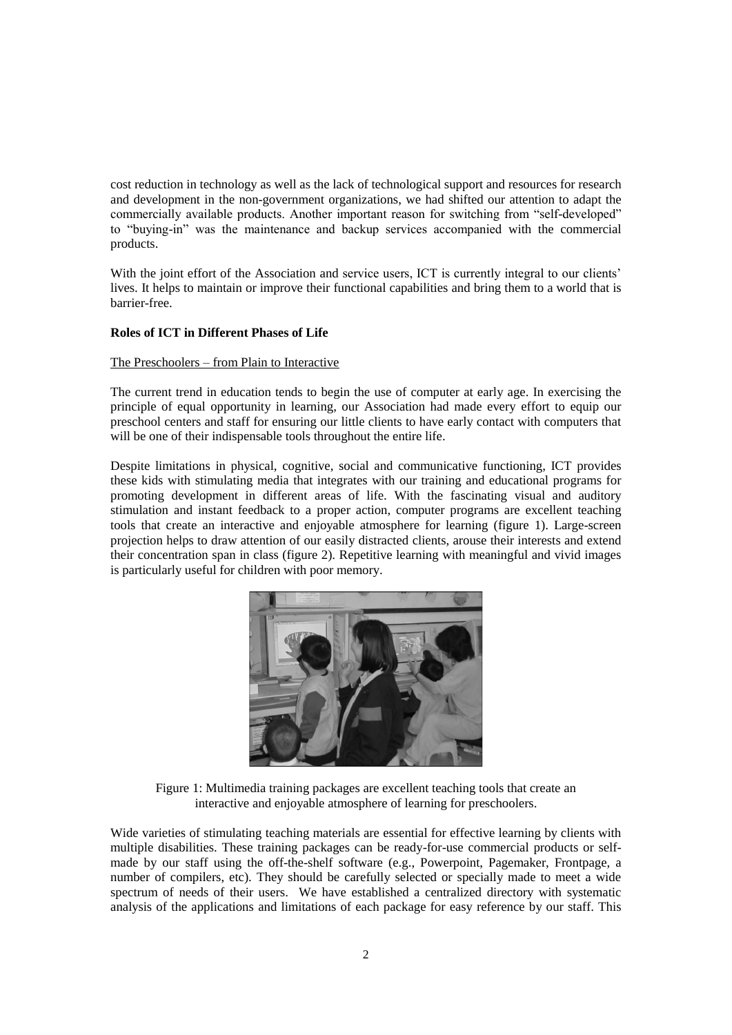cost reduction in technology as well as the lack of technological support and resources for research and development in the non-government organizations, we had shifted our attention to adapt the commercially available products. Another important reason for switching from "self-developed" to "buying-in" was the maintenance and backup services accompanied with the commercial products.

With the joint effort of the Association and service users, ICT is currently integral to our clients' lives. It helps to maintain or improve their functional capabilities and bring them to a world that is barrier-free.

**Roles of ICT in Different Phases of Life**

The Preschoolers – from Plain to Interactive

The current trend in education tends to begin the use of computer at early age. In exercising the principle of equal opportunity in learning, our Association had made every effort to equip our preschool centers and staff for ensuring our little clients to have early contact with computers that will be one of their indispensable tools throughout the entire life.

Despite limitations in physical, cognitive, social and communicative functioning, ICT provides these kids with stimulating media that integrates with our training and educational programs for promoting development in different areas of life. With the fascinating visual and auditory stimulation and instant feedback to a proper action, computer programs are excellent teaching tools that create an interactive and enjoyable atmosphere for learning (figure 1). Large-screen projection helps to draw attention of our easily distracted clients, arouse their interests and extend their concentration span in class (figure 2). Repetitive learning with meaningful and vivid images is particularly useful for children with poor memory.

Figure 1: Multimedia training packages are excellent teaching tools that create an interactive and enjoyable atmosphere of learning for preschoolers.

Wide varieties of stimulating teaching materials are essential for effective learning by clients with multiple disabilities. These training packages can be ready-for-use commercial products or self-made by our staff using the off-the-shelf software (e.g., Powerpoint, Pagemaker, Frontpage, a number of compilers, etc). They should be carefully selected or specially made to meet a wide spectrum of needs of their users. We have established a centralized directory with systematic analysis of the applications and limitations of each package for easy reference by our staff. This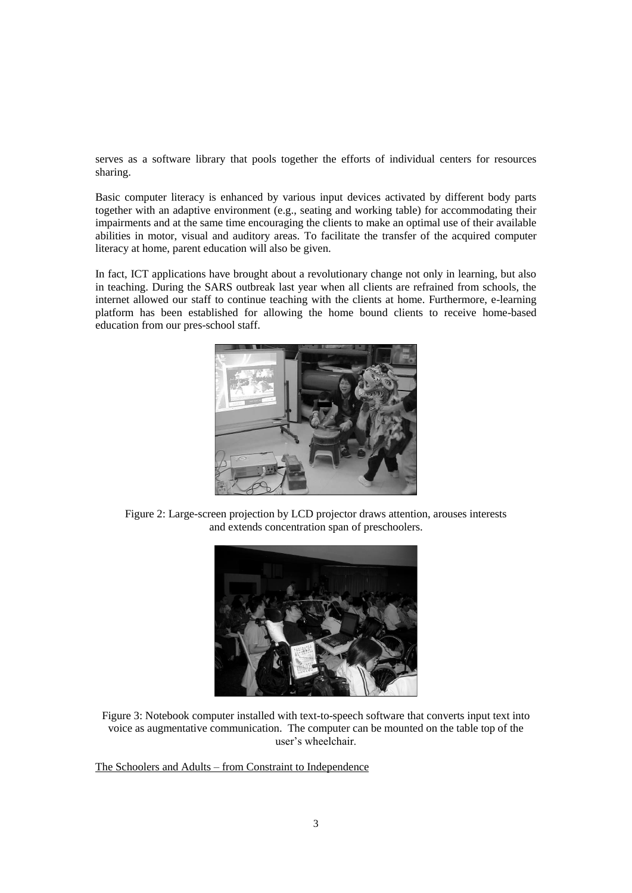serves as a software library that pools together the efforts of individual centers for resources sharing.

Basic computer literacy is enhanced by various input devices activated by different body parts together with an adaptive environment (e.g., seating and working table) for accommodating their impairments and at the same time encouraging the clients to make an optimal use of their available abilities in motor, visual and auditory areas. To facilitate the transfer of the acquired computer literacy at home, parent education will also be given.

In fact, ICT applications have brought about a revolutionary change not only in learning, but also in teaching. During the SARS outbreak last year when all clients are refrained from schools, the internet allowed our staff to continue teaching with the clients at home. Furthermore, e-learning platform has been established for allowing the home bound clients to receive home-based education from our pres-school staff.

Figure 2: Large-screen projection by LCD projector draws attention, arouses interests and extends concentration span of preschoolers.

Figure 3: Notebook computer installed with text-to-speech software that converts input text into voice as augmentative communication. The computer can be mounted on the table top of the user's wheelchair.

The Schoolers and Adults – from Constraint to Independence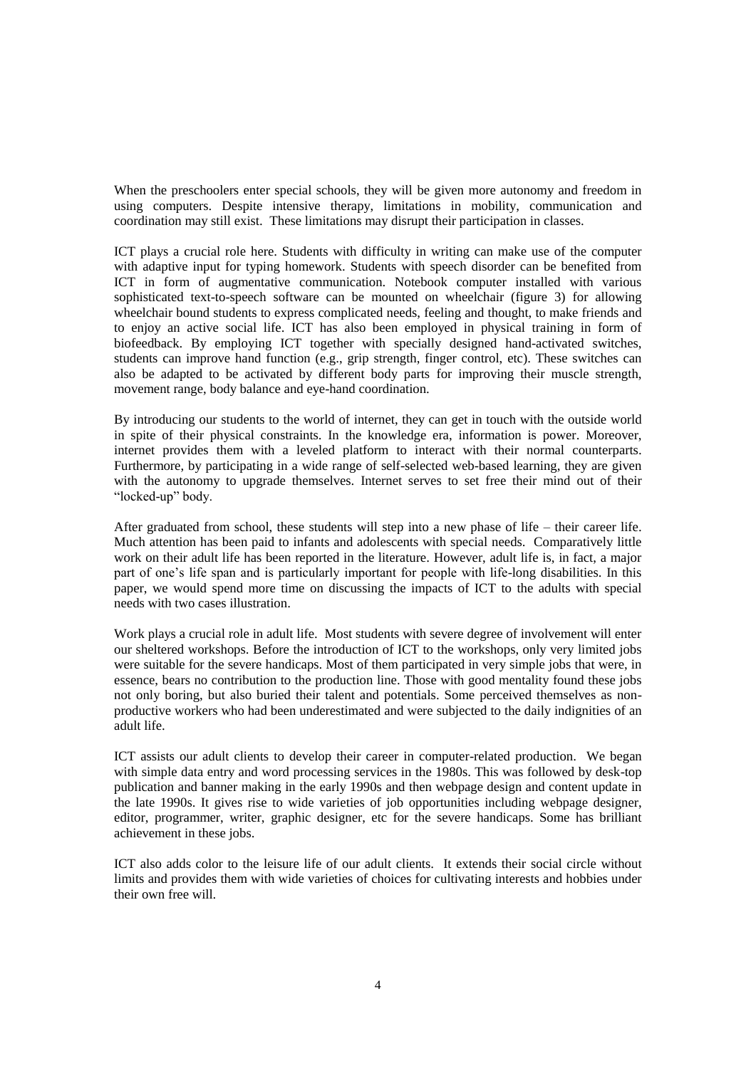When the preschoolers enter special schools, they will be given more autonomy and freedom in using computers. Despite intensive therapy, limitations in mobility, communication and coordination may still exist. These limitations may disrupt their participation in classes.

ICT plays a crucial role here. Students with difficulty in writing can make use of the computer with adaptive input for typing homework. Students with speech disorder can be benefited from ICT in form of augmentative communication. Notebook computer installed with various sophisticated text-to-speech software can be mounted on wheelchair (figure 3) for allowing wheelchair bound students to express complicated needs, feeling and thought, to make friends and to enjoy an active social life. ICT has also been employed in physical training in form of biofeedback. By employing ICT together with specially designed hand-activated switches, students can improve hand function (e.g., grip strength, finger control, etc). These switches can also be adapted to be activated by different body parts for improving their muscle strength, movement range, body balance and eye-hand coordination.

By introducing our students to the world of internet, they can get in touch with the outside world in spite of their physical constraints. In the knowledge era, information is power. Moreover, internet provides them with a leveled platform to interact with their normal counterparts. Furthermore, by participating in a wide range of self-selected web-based learning, they are given with the autonomy to upgrade themselves. Internet serves to set free their mind out of their "locked-up" body.

After graduated from school, these students will step into a new phase of life – their career life. Much attention has been paid to infants and adolescents with special needs. Comparatively little work on their adult life has been reported in the literature. However, adult life is, in fact, a major part of one's life span and is particularly important for people with life-long disabilities. In this paper, we would spend more time on discussing the impacts of ICT to the adults with special needs with two cases illustration.

Work plays a crucial role in adult life. Most students with severe degree of involvement will enter our sheltered workshops. Before the introduction of ICT to the workshops, only very limited jobs were suitable for the severe handicaps. Most of them participated in very simple jobs that were, in essence, bears no contribution to the production line. Those with good mentality found these jobs not only boring, but also buried their talent and potentials. Some perceived themselves as non-productive workers who had been underestimated and were subjected to the daily indignities of an adult life.

ICT assists our adult clients to develop their career in computer-related production. We began with simple data entry and word processing services in the 1980s. This was followed by desk-top publication and banner making in the early 1990s and then webpage design and content update in the late 1990s. It gives rise to wide varieties of job opportunities including webpage designer, editor, programmer, writer, graphic designer, etc for the severe handicaps. Some has brilliant achievement in these jobs.

ICT also adds color to the leisure life of our adult clients. It extends their social circle without limits and provides them with wide varieties of choices for cultivating interests and hobbies under their own free will.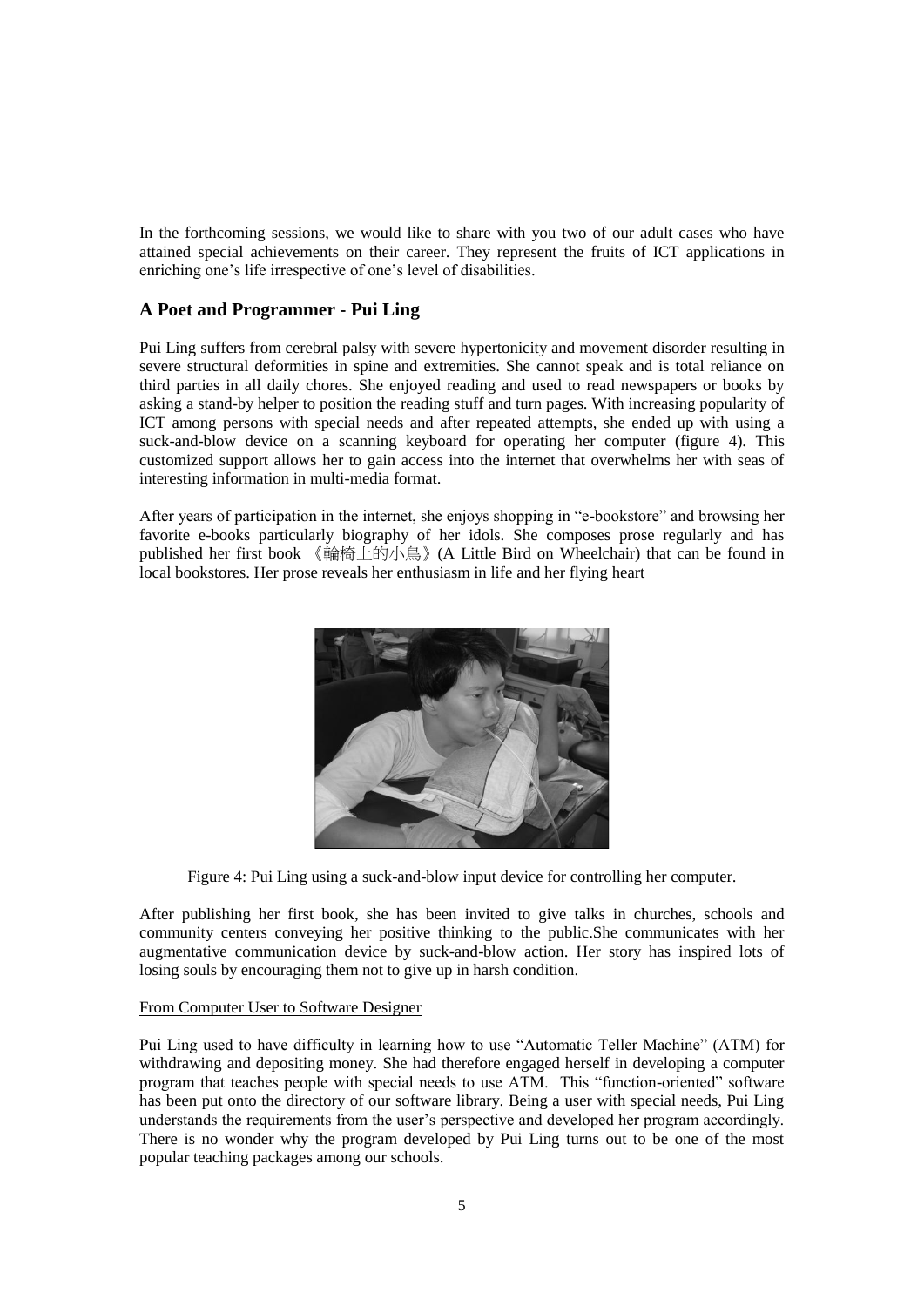In the forthcoming sessions, we would like to share with you two of our adult cases who have attained special achievements on their career. They represent the fruits of ICT applications in enriching one's life irrespective of one's level of disabilities.

## A Poet and Programmer - Pui Ling

Pui Ling suffers from cerebral palsy with severe hypertonicity and movement disorder resulting in severe structural deformities in spine and extremities. She cannot speak and is total reliance on third parties in all daily chores. She enjoyed reading and used to read newspapers or books by asking a stand-by helper to position the reading stuff and turn pages. With increasing popularity of ICT among persons with special needs and after repeated attempts, she ended up with using a suck-and-blow device on a scanning keyboard for operating her computer (figure 4). This customized support allows her to gain access into the internet that overwhelms her with seas of interesting information in multi-media format.

After years of participation in the internet, she enjoys shopping in "e-bookstore" and browsing her favorite e-books particularly biography of her idols. She composes prose regularly and has published her first book 《輪椅上的小鳥》(A Little Bird on Wheelchair) that can be found in local bookstores. Her prose reveals her enthusiasm in life and her flying heart

Figure 4: Pui Ling using a suck-and-blow input device for controlling her computer.

After publishing her first book, she has been invited to give talks in churches, schools and community centers conveying her positive thinking to the public.She communicates with her augmentative communication device by suck-and-blow action. Her story has inspired lots of losing souls by encouraging them not to give up in harsh condition.

From Computer User to Software Designer

Pui Ling used to have difficulty in learning how to use "Automatic Teller Machine" (ATM) for withdrawing and depositing money. She had therefore engaged herself in developing a computer program that teaches people with special needs to use ATM. This "function-oriented" software has been put onto the directory of our software library. Being a user with special needs, Pui Ling understands the requirements from the user's perspective and developed her program accordingly. There is no wonder why the program developed by Pui Ling turns out to be one of the most popular teaching packages among our schools.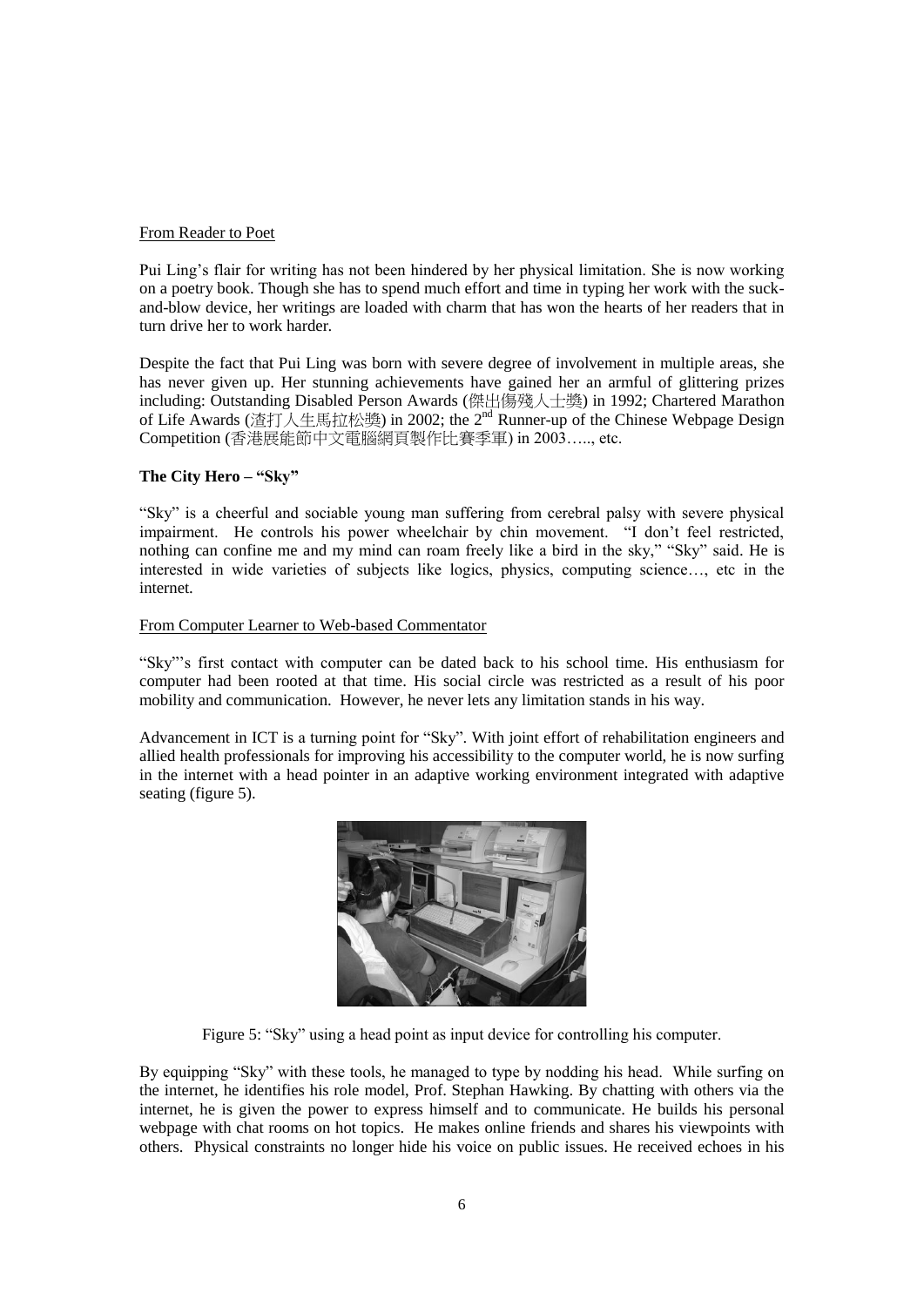From Reader to Poet

Pui Ling's flair for writing has not been hindered by her physical limitation. She is now working on a poetry book. Though she has to spend much effort and time in typing her work with the suck-and-blow device, her writings are loaded with charm that has won the hearts of her readers that in turn drive her to work harder.

Despite the fact that Pui Ling was born with severe degree of involvement in multiple areas, she has never given up. Her stunning achievements have gained her an armful of glittering prizes including: Outstanding Disabled Person Awards (傑出傷殘人士獎) in 1992; Chartered Marathon of Life Awards (渣打人生馬拉松獎) in 2002; the 2nd Runner-up of the Chinese Webpage Design Competition (香港展能節中文電腦網頁製作比賽季軍) in 2003….., etc.

**The City Hero – "Sky"**

"Sky" is a cheerful and sociable young man suffering from cerebral palsy with severe physical impairment. He controls his power wheelchair by chin movement. "I don't feel restricted, nothing can confine me and my mind can roam freely like a bird in the sky," "Sky" said. He is interested in wide varieties of subjects like logics, physics, computing science…, etc in the internet.

From Computer Learner to Web-based Commentator

"Sky"'s first contact with computer can be dated back to his school time. His enthusiasm for computer had been rooted at that time. His social circle was restricted as a result of his poor mobility and communication. However, he never lets any limitation stands in his way.

Advancement in ICT is a turning point for "Sky". With joint effort of rehabilitation engineers and allied health professionals for improving his accessibility to the computer world, he is now surfing in the internet with a head pointer in an adaptive working environment integrated with adaptive seating (figure 5).

Figure 5: "Sky" using a head point as input device for controlling his computer.

By equipping "Sky" with these tools, he managed to type by nodding his head. While surfing on the internet, he identifies his role model, Prof. Stephan Hawking. By chatting with others via the internet, he is given the power to express himself and to communicate. He builds his personal webpage with chat rooms on hot topics. He makes online friends and shares his viewpoints with others. Physical constraints no longer hide his voice on public issues. He received echoes in his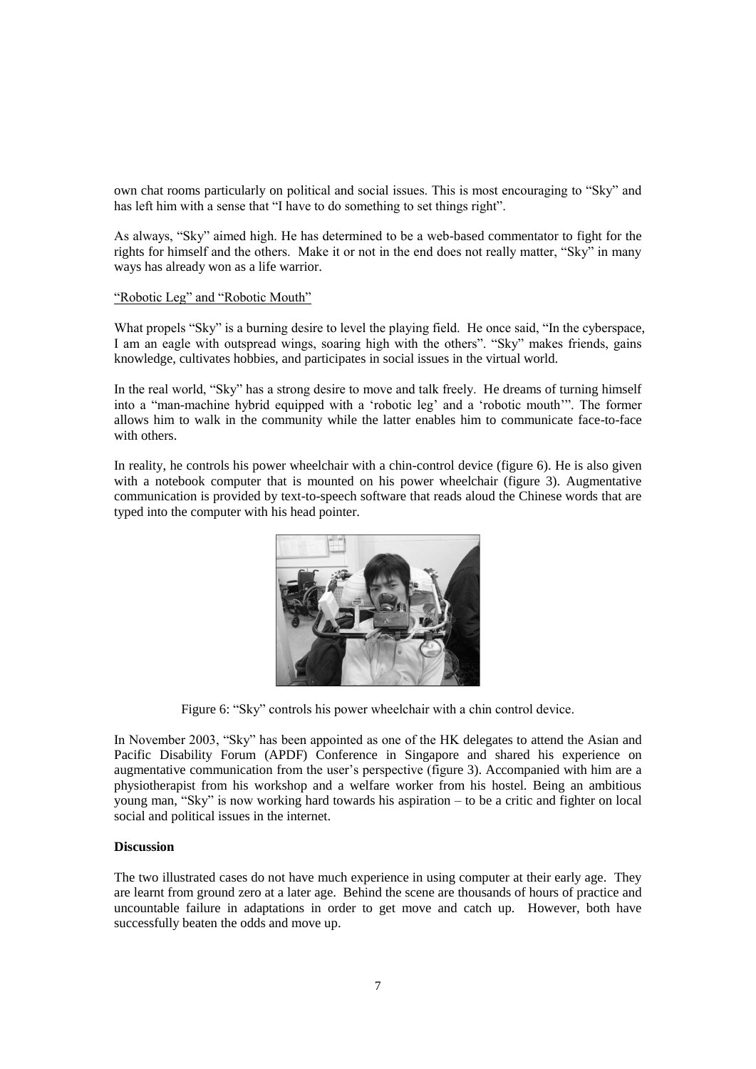own chat rooms particularly on political and social issues. This is most encouraging to "Sky" and has left him with a sense that "I have to do something to set things right".

As always, "Sky" aimed high. He has determined to be a web-based commentator to fight for the rights for himself and the others. Make it or not in the end does not really matter, "Sky" in many ways has already won as a life warrior.

<u>"Robotic Leg" and "Robotic Mouth"</u>

What propels "Sky" is a burning desire to level the playing field. He once said, "In the cyberspace, I am an eagle with outspread wings, soaring high with the others". "Sky" makes friends, gains knowledge, cultivates hobbies, and participates in social issues in the virtual world.

In the real world, "Sky" has a strong desire to move and talk freely. He dreams of turning himself into a "man-machine hybrid equipped with a 'robotic leg' and a 'robotic mouth'". The former allows him to walk in the community while the latter enables him to communicate face-to-face with others.

In reality, he controls his power wheelchair with a chin-control device (figure 6). He is also given with a notebook computer that is mounted on his power wheelchair (figure 3). Augmentative communication is provided by text-to-speech software that reads aloud the Chinese words that are typed into the computer with his head pointer.

Figure 6: "Sky" controls his power wheelchair with a chin control device.

In November 2003, "Sky" has been appointed as one of the HK delegates to attend the Asian and Pacific Disability Forum (APDF) Conference in Singapore and shared his experience on augmentative communication from the user's perspective (figure 3). Accompanied with him are a physiotherapist from his workshop and a welfare worker from his hostel. Being an ambitious young man, "Sky" is now working hard towards his aspiration – to be a critic and fighter on local social and political issues in the internet.

**Discussion**

The two illustrated cases do not have much experience in using computer at their early age. They are learnt from ground zero at a later age. Behind the scene are thousands of hours of practice and uncountable failure in adaptations in order to get move and catch up. However, both have successfully beaten the odds and move up.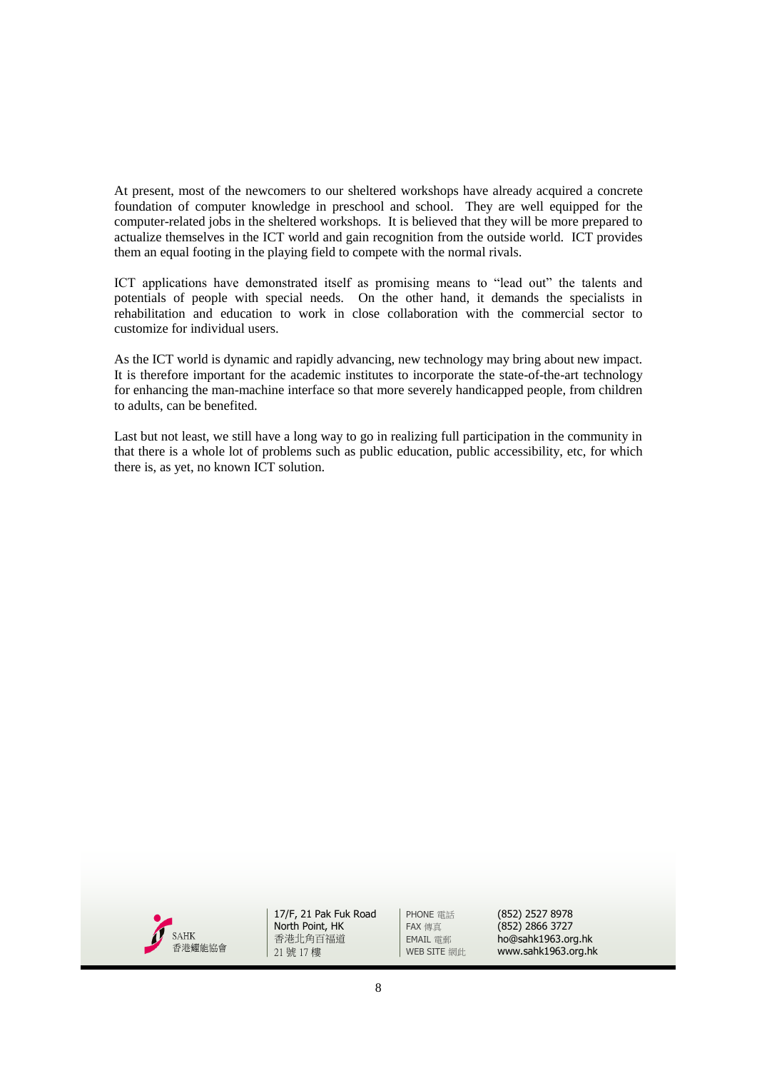At present, most of the newcomers to our sheltered workshops have already acquired a concrete foundation of computer knowledge in preschool and school. They are well equipped for the computer-related jobs in the sheltered workshops. It is believed that they will be more prepared to actualize themselves in the ICT world and gain recognition from the outside world. ICT provides them an equal footing in the playing field to compete with the normal rivals.

ICT applications have demonstrated itself as promising means to "lead out" the talents and potentials of people with special needs. On the other hand, it demands the specialists in rehabilitation and education to work in close collaboration with the commercial sector to customize for individual users.

As the ICT world is dynamic and rapidly advancing, new technology may bring about new impact. It is therefore important for the academic institutes to incorporate the state-of-the-art technology for enhancing the man-machine interface so that more severely handicapped people, from children to adults, can be benefited.

Last but not least, we still have a long way to go in realizing full participation in the community in that there is a whole lot of problems such as public education, public accessibility, etc, for which there is, as yet, no known ICT solution.